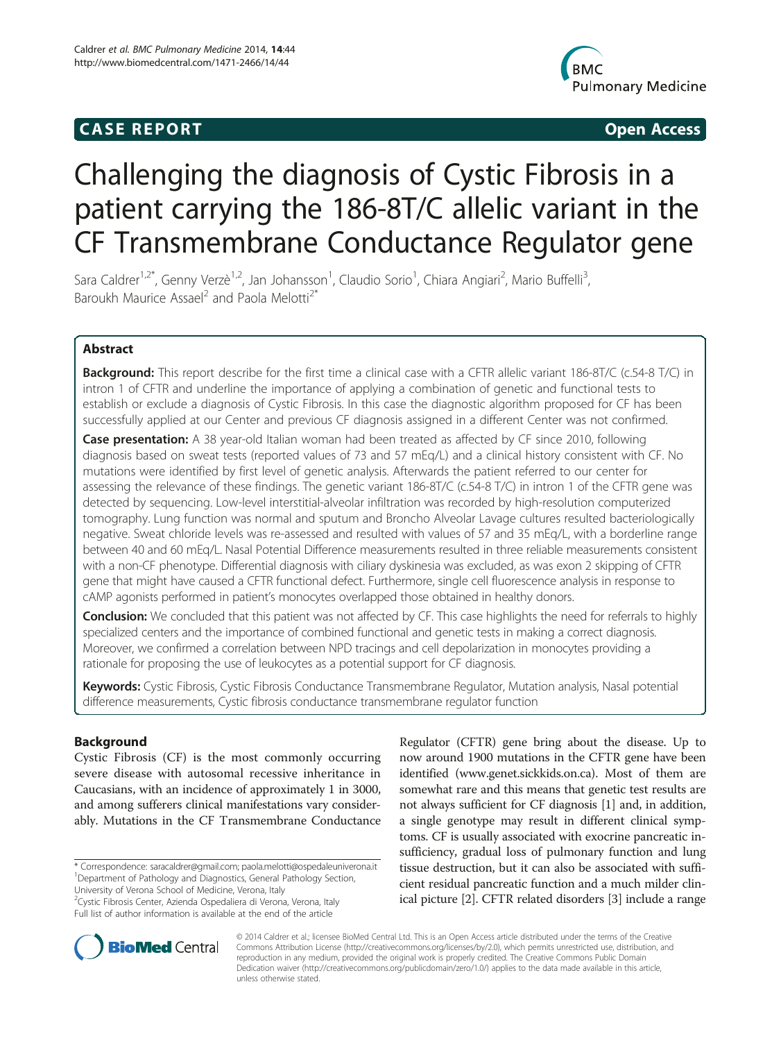**CASE REPORT** **Open Access**

# Challenging the diagnosis of Cystic Fibrosis in a patient carrying the 186-8T/C allelic variant in the CF Transmembrane Conductance Regulator gene

Sara Caldrer[1,2*], Genny Verzè[1,2], Jan Johansson[1], Claudio Sorio[1], Chiara Angiari[2], Mario Buffelli[3], Baroukh Maurice Assael[2] and Paola Melotti[2*]

## Abstract

**Background:** This report describe for the first time a clinical case with a CFTR allelic variant 186-8T/C (c.54-8 T/C) in intron 1 of CFTR and underline the importance of applying a combination of genetic and functional tests to establish or exclude a diagnosis of Cystic Fibrosis. In this case the diagnostic algorithm proposed for CF has been successfully applied at our Center and previous CF diagnosis assigned in a different Center was not confirmed.

**Case presentation:** A 38 year-old Italian woman had been treated as affected by CF since 2010, following diagnosis based on sweat tests (reported values of 73 and 57 mEq/L) and a clinical history consistent with CF. No mutations were identified by first level of genetic analysis. Afterwards the patient referred to our center for assessing the relevance of these findings. The genetic variant 186-8T/C (c.54-8 T/C) in intron 1 of the CFTR gene was detected by sequencing. Low-level interstitial-alveolar infiltration was recorded by high-resolution computerized tomography. Lung function was normal and sputum and Broncho Alveolar Lavage cultures resulted bacteriologically negative. Sweat chloride levels was re-assessed and resulted with values of 57 and 35 mEq/L, with a borderline range between 40 and 60 mEq/L. Nasal Potential Difference measurements resulted in three reliable measurements consistent with a non-CF phenotype. Differential diagnosis with ciliary dyskinesia was excluded, as was exon 2 skipping of CFTR gene that might have caused a CFTR functional defect. Furthermore, single cell fluorescence analysis in response to cAMP agonists performed in patient's monocytes overlapped those obtained in healthy donors.

**Conclusion:** We concluded that this patient was not affected by CF. This case highlights the need for referrals to highly specialized centers and the importance of combined functional and genetic tests in making a correct diagnosis. Moreover, we confirmed a correlation between NPD tracings and cell depolarization in monocytes providing a rationale for proposing the use of leukocytes as a potential support for CF diagnosis.

**Keywords:** Cystic Fibrosis, Cystic Fibrosis Conductance Transmembrane Regulator, Mutation analysis, Nasal potential difference measurements, Cystic fibrosis conductance transmembrane regulator function

## Background

Cystic Fibrosis (CF) is the most commonly occurring severe disease with autosomal recessive inheritance in Caucasians, with an incidence of approximately 1 in 3000, and among sufferers clinical manifestations vary considerably. Mutations in the CF Transmembrane Conductance Regulator (CFTR) gene bring about the disease. Up to now around 1900 mutations in the CFTR gene have been identified (www.genet.sickkids.on.ca). Most of them are somewhat rare and this means that genetic test results are not always sufficient for CF diagnosis [1] and, in addition, a single genotype may result in different clinical symptoms. CF is usually associated with exocrine pancreatic insufficiency, gradual loss of pulmonary function and lung tissue destruction, but it can also be associated with sufficient residual pancreatic function and a much milder clinical picture [2]. CFTR related disorders [3] include a range

\* Correspondence: saracaldrer@gmail.com; paola.melotti@ospedaleuniverona.it
[1]Department of Pathology and Diagnostics, General Pathology Section, University of Verona School of Medicine, Verona, Italy
[2]Cystic Fibrosis Center, Azienda Ospedaliera di Verona, Verona, Italy
Full list of author information is available at the end of the article

© 2014 Caldrer et al.; licensee BioMed Central Ltd. This is an Open Access article distributed under the terms of the Creative Commons Attribution License (http://creativecommons.org/licenses/by/2.0), which permits unrestricted use, distribution, and reproduction in any medium, provided the original work is properly credited. The Creative Commons Public Domain Dedication waiver (http://creativecommons.org/publicdomain/zero/1.0/) applies to the data made available in this article, unless otherwise stated.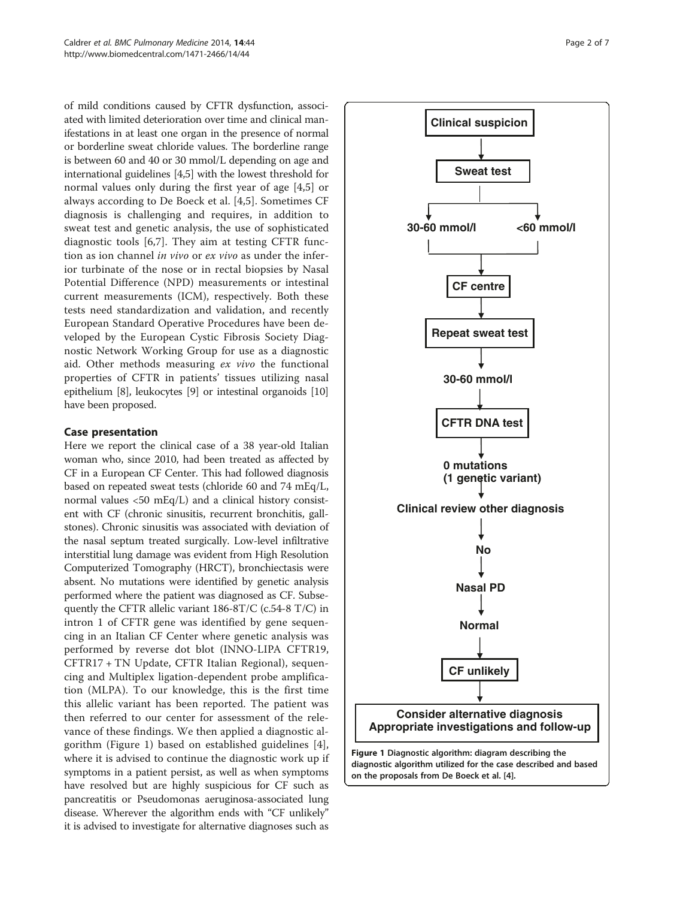of mild conditions caused by CFTR dysfunction, associated with limited deterioration over time and clinical manifestations in at least one organ in the presence of normal or borderline sweat chloride values. The borderline range is between 60 and 40 or 30 mmol/L depending on age and international guidelines [4,5] with the lowest threshold for normal values only during the first year of age [4,5] or always according to De Boeck et al. [4,5]. Sometimes CF diagnosis is challenging and requires, in addition to sweat test and genetic analysis, the use of sophisticated diagnostic tools [6,7]. They aim at testing CFTR function as ion channel *in vivo* or *ex vivo* as under the inferior turbinate of the nose or in rectal biopsies by Nasal Potential Difference (NPD) measurements or intestinal current measurements (ICM), respectively. Both these tests need standardization and validation, and recently European Standard Operative Procedures have been developed by the European Cystic Fibrosis Society Diagnostic Network Working Group for use as a diagnostic aid. Other methods measuring *ex vivo* the functional properties of CFTR in patients' tissues utilizing nasal epithelium [8], leukocytes [9] or intestinal organoids [10] have been proposed.

## Case presentation

Here we report the clinical case of a 38 year-old Italian woman who, since 2010, had been treated as affected by CF in a European CF Center. This had followed diagnosis based on repeated sweat tests (chloride 60 and 74 mEq/L, normal values <50 mEq/L) and a clinical history consistent with CF (chronic sinusitis, recurrent bronchitis, gallstones). Chronic sinusitis was associated with deviation of the nasal septum treated surgically. Low-level infiltrative interstitial lung damage was evident from High Resolution Computerized Tomography (HRCT), bronchiectasis were absent. No mutations were identified by genetic analysis performed where the patient was diagnosed as CF. Subsequently the CFTR allelic variant 186-8T/C (c.54-8 T/C) in intron 1 of CFTR gene was identified by gene sequencing in an Italian CF Center where genetic analysis was performed by reverse dot blot (INNO-LIPA CFTR19, CFTR17 + TN Update, CFTR Italian Regional), sequencing and Multiplex ligation-dependent probe amplification (MLPA). To our knowledge, this is the first time this allelic variant has been reported. The patient was then referred to our center for assessment of the relevance of these findings. We then applied a diagnostic algorithm (Figure 1) based on established guidelines [4], where it is advised to continue the diagnostic work up if symptoms in a patient persist, as well as when symptoms have resolved but are highly suspicious for CF such as pancreatitis or Pseudomonas aeruginosa-associated lung disease. Wherever the algorithm ends with "CF unlikely" it is advised to investigate for alternative diagnoses such as

Clinical suspicion → Sweat test → 30-60 mmol/l / <60 mmol/l → CF centre → Repeat sweat test → 30-60 mmol/l → CFTR DNA test → 0 mutations (1 genetic variant) → Clinical review other diagnosis → No → Nasal PD → Normal → CF unlikely → Consider alternative diagnosis Appropriate investigations and follow-up

**Figure 1** Diagnostic algorithm: diagram describing the diagnostic algorithm utilized for the case described and based on the proposals from De Boeck et al. [4].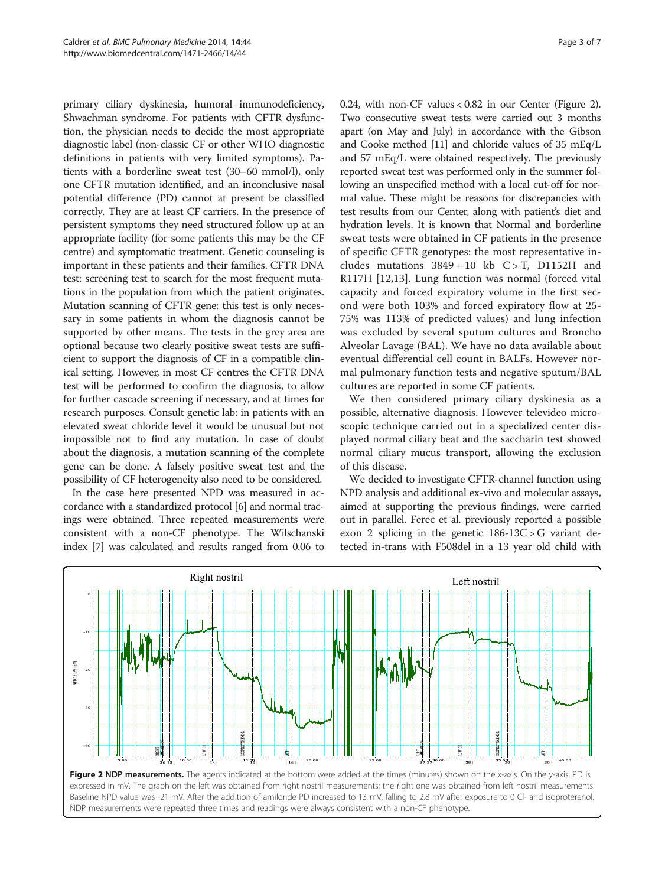primary ciliary dyskinesia, humoral immunodeficiency, Shwachman syndrome. For patients with CFTR dysfunction, the physician needs to decide the most appropriate diagnostic label (non-classic CF or other WHO diagnostic definitions in patients with very limited symptoms). Patients with a borderline sweat test (30–60 mmol/l), only one CFTR mutation identified, and an inconclusive nasal potential difference (PD) cannot at present be classified correctly. They are at least CF carriers. In the presence of persistent symptoms they need structured follow up at an appropriate facility (for some patients this may be the CF centre) and symptomatic treatment. Genetic counseling is important in these patients and their families. CFTR DNA test: screening test to search for the most frequent mutations in the population from which the patient originates. Mutation scanning of CFTR gene: this test is only necessary in some patients in whom the diagnosis cannot be supported by other means. The tests in the grey area are optional because two clearly positive sweat tests are sufficient to support the diagnosis of CF in a compatible clinical setting. However, in most CF centres the CFTR DNA test will be performed to confirm the diagnosis, to allow for further cascade screening if necessary, and at times for research purposes. Consult genetic lab: in patients with an elevated sweat chloride level it would be unusual but not impossible not to find any mutation. In case of doubt about the diagnosis, a mutation scanning of the complete gene can be done. A falsely positive sweat test and the possibility of CF heterogeneity also need to be considered.

In the case here presented NPD was measured in accordance with a standardized protocol [6] and normal tracings were obtained. Three repeated measurements were consistent with a non-CF phenotype. The Wilschanski index [7] was calculated and results ranged from 0.06 to 0.24, with non-CF values < 0.82 in our Center (Figure 2). Two consecutive sweat tests were carried out 3 months apart (on May and July) in accordance with the Gibson and Cooke method [11] and chloride values of 35 mEq/L and 57 mEq/L were obtained respectively. The previously reported sweat test was performed only in the summer following an unspecified method with a local cut-off for normal value. These might be reasons for discrepancies with test results from our Center, along with patient's diet and hydration levels. It is known that Normal and borderline sweat tests were obtained in CF patients in the presence of specific CFTR genotypes: the most representative includes mutations 3849 + 10 kb C > T, D1152H and R117H [12,13]. Lung function was normal (forced vital capacity and forced expiratory volume in the first second were both 103% and forced expiratory flow at 25-75% was 113% of predicted values) and lung infection was excluded by several sputum cultures and Broncho Alveolar Lavage (BAL). We have no data available about eventual differential cell count in BALFs. However normal pulmonary function tests and negative sputum/BAL cultures are reported in some CF patients.

We then considered primary ciliary dyskinesia as a possible, alternative diagnosis. However televideo microscopic technique carried out in a specialized center displayed normal ciliary beat and the saccharin test showed normal ciliary mucus transport, allowing the exclusion of this disease.

We decided to investigate CFTR-channel function using NPD analysis and additional ex-vivo and molecular assays, aimed at supporting the previous findings, were carried out in parallel. Ferec et al. previously reported a possible exon 2 splicing in the genetic 186-13C > G variant detected in-trans with F508del in a 13 year old child with

**Figure 2 NDP measurements.** The agents indicated at the bottom were added at the times (minutes) shown on the x-axis. On the y-axis, PD is expressed in mV. The graph on the left was obtained from right nostril measurements; the right one was obtained from left nostril measurements. Baseline NPD value was -21 mV. After the addition of amiloride PD increased to 13 mV, falling to 2.8 mV after exposure to 0 Cl- and isoproterenol. NDP measurements were repeated three times and readings were always consistent with a non-CF phenotype.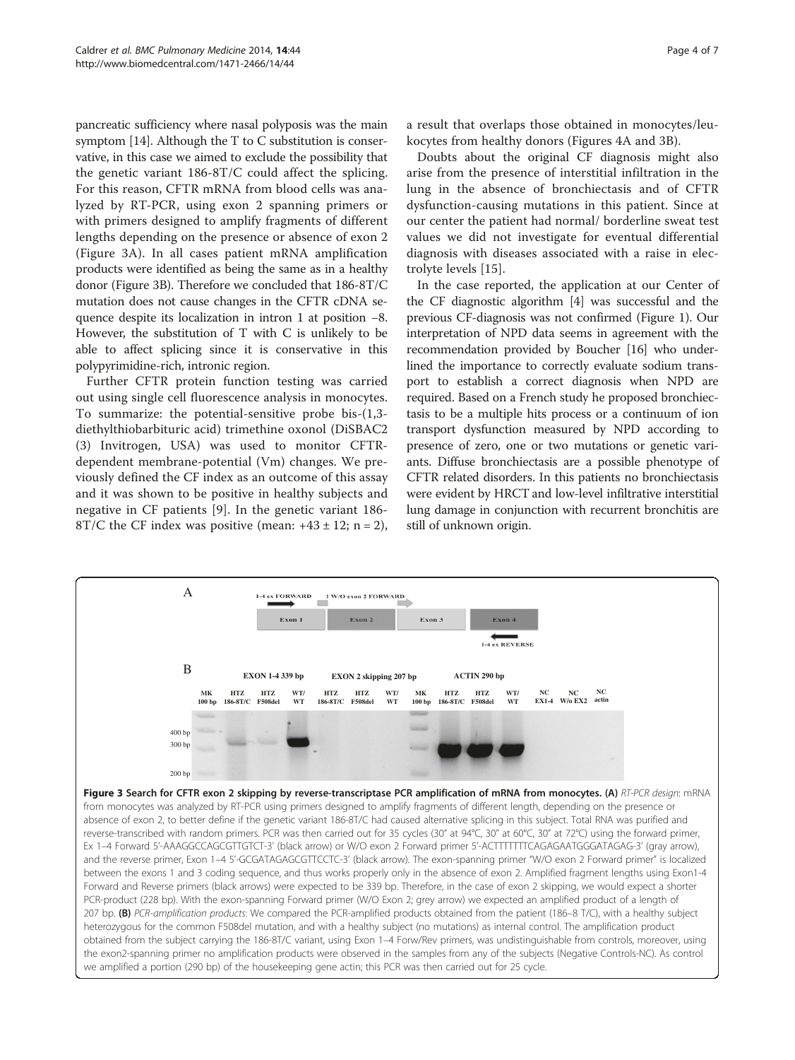pancreatic sufficiency where nasal polyposis was the main symptom [14]. Although the T to C substitution is conservative, in this case we aimed to exclude the possibility that the genetic variant 186-8T/C could affect the splicing. For this reason, CFTR mRNA from blood cells was analyzed by RT-PCR, using exon 2 spanning primers or with primers designed to amplify fragments of different lengths depending on the presence or absence of exon 2 (Figure 3A). In all cases patient mRNA amplification products were identified as being the same as in a healthy donor (Figure 3B). Therefore we concluded that 186-8T/C mutation does not cause changes in the CFTR cDNA sequence despite its localization in intron 1 at position −8. However, the substitution of T with C is unlikely to be able to affect splicing since it is conservative in this polypyrimidine-rich, intronic region.

Further CFTR protein function testing was carried out using single cell fluorescence analysis in monocytes. To summarize: the potential-sensitive probe bis-(1,3-diethylthiobarbituric acid) trimethine oxonol (DiSBAC2 (3) Invitrogen, USA) was used to monitor CFTR-dependent membrane-potential (Vm) changes. We previously defined the CF index as an outcome of this assay and it was shown to be positive in healthy subjects and negative in CF patients [9]. In the genetic variant 186-8T/C the CF index was positive (mean: $+43 \pm 12$; $n = 2$), a result that overlaps those obtained in monocytes/leukocytes from healthy donors (Figures 4A and 3B).

Doubts about the original CF diagnosis might also arise from the presence of interstitial infiltration in the lung in the absence of bronchiectasis and of CFTR dysfunction-causing mutations in this patient. Since at our center the patient had normal/ borderline sweat test values we did not investigate for eventual differential diagnosis with diseases associated with a raise in electrolyte levels [15].

In the case reported, the application at our Center of the CF diagnostic algorithm [4] was successful and the previous CF-diagnosis was not confirmed (Figure 1). Our interpretation of NPD data seems in agreement with the recommendation provided by Boucher [16] who underlined the importance to correctly evaluate sodium transport to establish a correct diagnosis when NPD are required. Based on a French study he proposed bronchiectasis to be a multiple hits process or a continuum of ion transport dysfunction measured by NPD according to presence of zero, one or two mutations or genetic variants. Diffuse bronchiectasis are a possible phenotype of CFTR related disorders. In this patients no bronchiectasis were evident by HRCT and low-level infiltrative interstitial lung damage in conjunction with recurrent bronchitis are still of unknown origin.

**Figure 3 Search for CFTR exon 2 skipping by reverse-transcriptase PCR amplification of mRNA from monocytes. (A)** *RT-PCR design*: mRNA from monocytes was analyzed by RT-PCR using primers designed to amplify fragments of different length, depending on the presence or absence of exon 2, to better define if the genetic variant 186-8T/C had caused alternative splicing in this subject. Total RNA was purified and reverse-transcribed with random primers. PCR was then carried out for 35 cycles (30" at 94°C, 30" at 60°C, 30" at 72°C) using the forward primer, Ex 1–4 Forward 5'-AAAGGCCAGCGTTGTCT-3' (black arrow) or W/O exon 2 Forward primer 5'-ACTTTTTTTCAGAGAATGGGATAGAG-3' (gray arrow), and the reverse primer, Exon 1–4 5'-GCGATAGAGCGTTCCTC-3' (black arrow). The exon-spanning primer "W/O exon 2 Forward primer" is localized between the exons 1 and 3 coding sequence, and thus works properly only in the absence of exon 2. Amplified fragment lengths using Exon1-4 Forward and Reverse primers (black arrows) were expected to be 339 bp. Therefore, in the case of exon 2 skipping, we would expect a shorter PCR-product (228 bp). With the exon-spanning Forward primer (W/O Exon 2; grey arrow) we expected an amplified product of a length of 207 bp. **(B)** *PCR-amplification products*: We compared the PCR-amplified products obtained from the patient (186–8 T/C), with a healthy subject heterozygous for the common F508del mutation, and with a healthy subject (no mutations) as internal control. The amplification product obtained from the subject carrying the 186-8T/C variant, using Exon 1–4 Forw/Rev primers, was undistinguishable from controls, moreover, using the exon2-spanning primer no amplification products were observed in the samples from any of the subjects (Negative Controls-NC). As control we amplified a portion (290 bp) of the housekeeping gene actin; this PCR was then carried out for 25 cycle.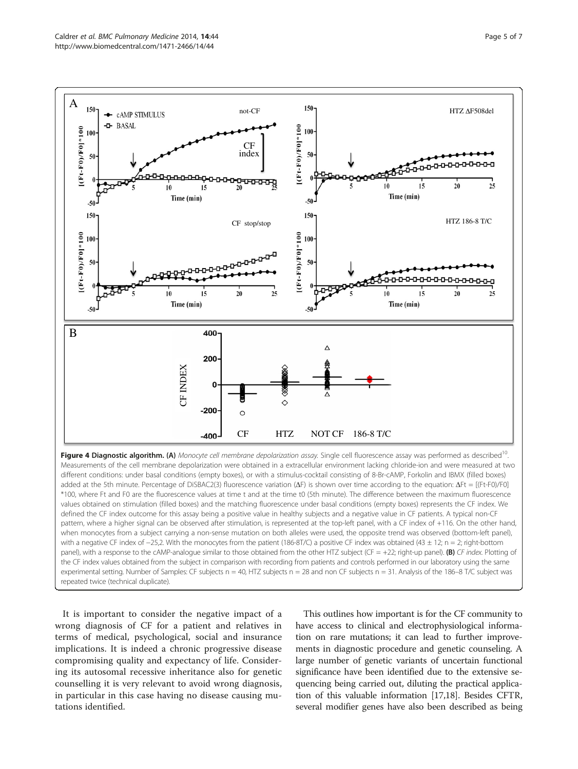**Figure 4 Diagnostic algorithm. (A)** *Monocyte cell membrane depolarization assay.* Single cell fluorescence assay was performed as described[10]. Measurements of the cell membrane depolarization were obtained in a extracellular environment lacking chloride-ion and were measured at two different conditions: under basal conditions (empty boxes), or with a stimulus-cocktail consisting of 8-Br-cAMP, Forkolin and IBMX (filled boxes) added at the 5th minute. Percentage of DiSBAC2(3) fluorescence variation (ΔF) is shown over time according to the equation: $\Delta Ft = [(Ft\text{-}F0)/F0]*100$, where Ft and F0 are the fluorescence values at time t and at the time t0 (5th minute). The difference between the maximum fluorescence values obtained on stimulation (filled boxes) and the matching fluorescence under basal conditions (empty boxes) represents the CF index. We defined the CF index outcome for this assay being a positive value in healthy subjects and a negative value in CF patients. A typical non-CF pattern, where a higher signal can be observed after stimulation, is represented at the top-left panel, with a CF index of +116. On the other hand, when monocytes from a subject carrying a non-sense mutation on both alleles were used, the opposite trend was observed (bottom-left panel), with a negative CF index of −25,2. With the monocytes from the patient (186-8T/C) a positive CF index was obtained (43 ± 12; n = 2; right-bottom panel), with a response to the cAMP-analogue similar to those obtained from the other HTZ subject (CF = +22; right-up panel). **(B)** *CF index.* Plotting of the CF index values obtained from the subject in comparison with recording from patients and controls performed in our laboratory using the same experimental setting. Number of Samples: CF subjects n = 40, HTZ subjects n = 28 and non CF subjects n = 31. Analysis of the 186–8 T/C subject was repeated twice (technical duplicate).

It is important to consider the negative impact of a wrong diagnosis of CF for a patient and relatives in terms of medical, psychological, social and insurance implications. It is indeed a chronic progressive disease compromising quality and expectancy of life. Considering its autosomal recessive inheritance also for genetic counselling it is very relevant to avoid wrong diagnosis, in particular in this case having no disease causing mutations identified.

This outlines how important is for the CF community to have access to clinical and electrophysiological information on rare mutations; it can lead to further improvements in diagnostic procedure and genetic counseling. A large number of genetic variants of uncertain functional significance have been identified due to the extensive sequencing being carried out, diluting the practical application of this valuable information [17,18]. Besides CFTR, several modifier genes have also been described as being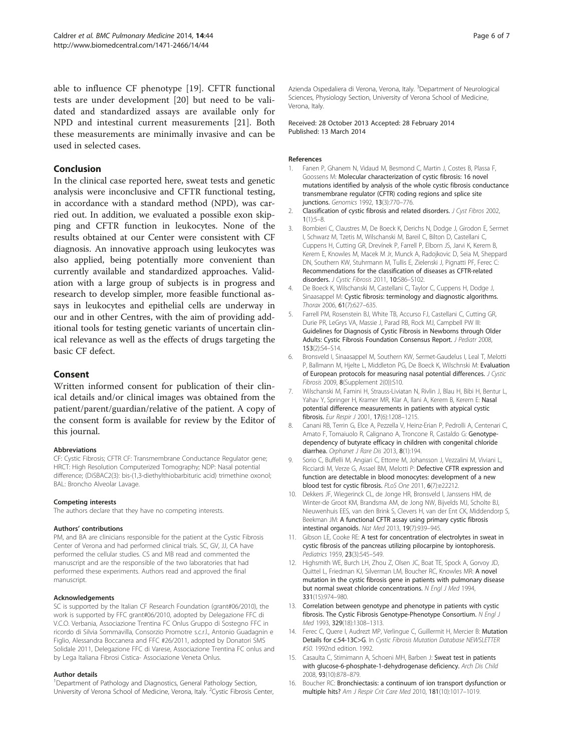able to influence CF phenotype [19]. CFTR functional tests are under development [20] but need to be validated and standardized assays are available only for NPD and intestinal current measurements [21]. Both these measurements are minimally invasive and can be used in selected cases.

## Conclusion

In the clinical case reported here, sweat tests and genetic analysis were inconclusive and CFTR functional testing, in accordance with a standard method (NPD), was carried out. In addition, we evaluated a possible exon skipping and CFTR function in leukocytes. None of the results obtained at our Center were consistent with CF diagnosis. An innovative approach using leukocytes was also applied, being potentially more convenient than currently available and standardized approaches. Validation with a large group of subjects is in progress and research to develop simpler, more feasible functional assays in leukocytes and epithelial cells are underway in our and in other Centres, with the aim of providing additional tools for testing genetic variants of uncertain clinical relevance as well as the effects of drugs targeting the basic CF defect.

## Consent

Written informed consent for publication of their clinical details and/or clinical images was obtained from the patient/parent/guardian/relative of the patient. A copy of the consent form is available for review by the Editor of this journal.

#### Abbreviations

CF: Cystic Fibrosis; CFTR CF: Transmembrane Conductance Regulator gene; HRCT: High Resolution Computerized Tomography; NDP: Nasal potential difference; (DiSBAC2(3): bis-(1,3-diethylthiobarbituric acid) trimethine oxonol; BAL: Broncho Alveolar Lavage.

#### Competing interests

The authors declare that they have no competing interests.

#### Authors' contributions

PM, and BA are clinicians responsible for the patient at the Cystic Fibrosis Center of Verona and had performed clinical trials. SC, GV, JJ, CA have performed the cellular studies. CS and MB read and commented the manuscript and are the responsible of the two laboratories that had performed these experiments. Authors read and approved the final manuscript.

#### Acknowledgements

SC is supported by the Italian CF Research Foundation (grant#06/2010), the work is supported by FFC grant#06/2010, adopted by Delegazione FFC di V.C.O. Verbania, Associazione Trentina FC Onlus Gruppo di Sostegno FFC in ricordo di Silvia Sommavilla, Consorzio Promotre s.c.r.l., Antonio Guadagnin e Figlio, Alessandra Boccanera and FFC #26/2011, adopted by Donatori SMS Solidale 2011, Delegazione FFC di Varese, Associazione Trentina FC onlus and by Lega Italiana Fibrosi Cistica- Associazione Veneta Onlus.

#### Author details

[1]Department of Pathology and Diagnostics, General Pathology Section, University of Verona School of Medicine, Verona, Italy. [2]Cystic Fibrosis Center, Azienda Ospedaliera di Verona, Verona, Italy. [3]Department of Neurological Sciences, Physiology Section, University of Verona School of Medicine, Verona, Italy.

Received: 28 October 2013 Accepted: 28 February 2014
Published: 13 March 2014

#### References

1. Fanen P, Ghanem N, Vidaud M, Besmond C, Martin J, Costes B, Plassa F, Goossens M: **Molecular characterization of cystic fibrosis: 16 novel mutations identified by analysis of the whole cystic fibrosis conductance transmembrane regulator (CFTR) coding regions and splice site junctions.** *Genomics* 1992, **13**(3):770–776.
2. **Classification of cystic fibrosis and related disorders.** *J Cyst Fibros* 2002, **1**(1):5–8.
3. Bombieri C, Claustres M, De Boeck K, Derichs N, Dodge J, Girodon E, Sermet I, Schwarz M, Tzetis M, Wilschanski M, Bareil C, Bilton D, Castellani C, Cuppens H, Cutting GR, Drevínek P, Farrell P, Elborn JS, Jarvi K, Kerem B, Kerem E, Knowles M, Macek M Jr, Munck A, Radojkovic D, Seia M, Sheppard DN, Southern KW, Stuhrmann M, Tullis E, Zielenski J, Pignatti PF, Ferec C: **Recommendations for the classification of diseases as CFTR-related disorders.** *J Cystic Fibrosis* 2011, **10**:S86–S102.
4. De Boeck K, Wilschanski M, Castellani C, Taylor C, Cuppens H, Dodge J, Sinaasappel M: **Cystic fibrosis: terminology and diagnostic algorithms.** *Thorax* 2006, **61**(7):627–635.
5. Farrell PM, Rosenstein BJ, White TB, Accurso FJ, Castellani C, Cutting GR, Durie PR, LeGrys VA, Massie J, Parad RB, Rock MJ, Campbell PW III: **Guidelines for Diagnosis of Cystic Fibrosis in Newborns through Older Adults: Cystic Fibrosis Foundation Consensus Report.** *J Pediatr* 2008, **153**(2):S4–S14.
6. Bronsveld I, Sinaasappel M, Southern KW, Sermet-Gaudelus I, Leal T, Melotti P, Ballmann M, Hjelte L, Middleton PG, De Boeck K, Wilschnski M: **Evaluation of European protocols for measuring nasal potential differences.** *J Cystic Fibrosis* 2009, **8**(Supplement 2(0)):S10.
7. Wilschanski M, Famini H, Strauss-Liviatan N, Rivlin J, Blau H, Bibi H, Bentur L, Yahav Y, Springer H, Kramer MR, Klar A, Ilani A, Kerem B, Kerem E: **Nasal potential difference measurements in patients with atypical cystic fibrosis.** *Eur Respir J* 2001, **17**(6):1208–1215.
8. Canani RB, Terrin G, Elce A, Pezzella V, Heinz-Erian P, Pedrolli A, Centenari C, Amato F, Tomaiuolo R, Calignano A, Troncone R, Castaldo G: **Genotype-dependency of butyrate efficacy in children with congenital chloride diarrhea.** *Orphanet J Rare Dis* 2013, **8**(1):194.
9. Sorio C, Buffelli M, Angiari C, Ettorre M, Johansson J, Vezzalini M, Viviani L, Ricciardi M, Verze G, Assael BM, Melotti P: **Defective CFTR expression and function are detectable in blood monocytes: development of a new blood test for cystic fibrosis.** *PLoS One* 2011, **6**(7):e22212.
10. Dekkers JF, Wiegerinck CL, de Jonge HR, Bronsveld I, Janssens HM, de Winter-de Groot KM, Brandsma AM, de Jong NW, Bijvelds MJ, Scholte BJ, Nieuwenhuis EES, van den Brink S, Clevers H, van der Ent CK, Middendorp S, Beekman JM: **A functional CFTR assay using primary cystic fibrosis intestinal organoids.** *Nat Med* 2013, **19**(7):939–945.
11. Gibson LE, Cooke RE: **A test for concentration of electrolytes in sweat in cystic fibrosis of the pancreas utilizing pilocarpine by iontophoresis.** *Pediatrics* 1959, **23**(3):545–549.
12. Highsmith WE, Burch LH, Zhou Z, Olsen JC, Boat TE, Spock A, Gorvoy JD, Quittel L, Friedman KJ, Silverman LM, Boucher RC, Knowles MR: **A novel mutation in the cystic fibrosis gene in patients with pulmonary disease but normal sweat chloride concentrations.** *N Engl J Med* 1994, **331**(15):974–980.
13. **Correlation between genotype and phenotype in patients with cystic fibrosis. The Cystic Fibrosis Genotype-Phenotype Consortium.** *N Engl J Med* 1993, **329**(18):1308–1313.
14. Ferec C, Quere I, Audrezt MP, Verlingue C, Guillermit H, Mercier B: **Mutation Details for c.54-13C>G.** In *Cystic Fibrosis Mutation Database NEWSLETTER #50.* 1992nd edition. 1992.
15. Casaulta C, Stirnimann A, Schoeni MH, Barben J: **Sweat test in patients with glucose-6-phosphate-1-dehydrogenase deficiency.** *Arch Dis Child* 2008, **93**(10):878–879.
16. Boucher RC: **Bronchiectasis: a continuum of ion transport dysfunction or multiple hits?** *Am J Respir Crit Care Med* 2010, **181**(10):1017–1019.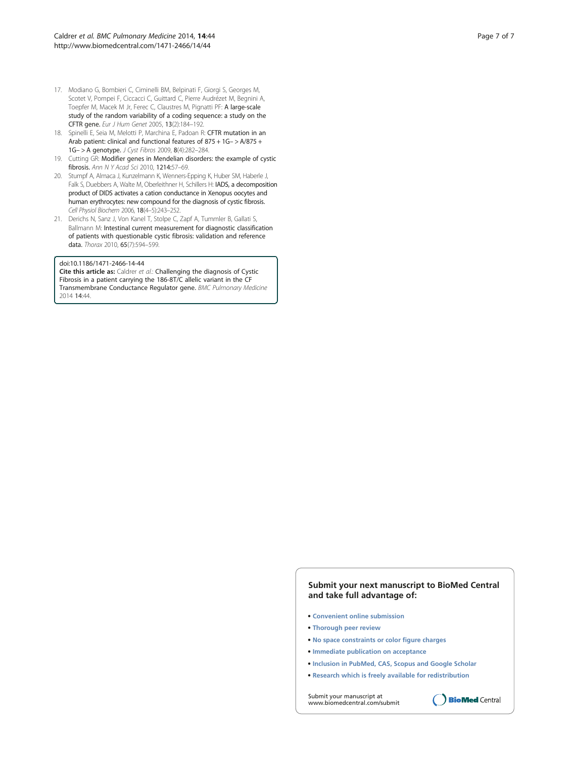17. Modiano G, Bombieri C, Ciminelli BM, Belpinati F, Giorgi S, Georges M, Scotet V, Pompei F, Ciccacci C, Guittard C, Pierre Audrézet M, Begnini A, Toepfer M, Macek M Jr, Ferec C, Claustres M, Pignatti PF: **A large-scale study of the random variability of a coding sequence: a study on the CFTR gene.** *Eur J Hum Genet* 2005, **13**(2):184–192.
18. Spinelli E, Seia M, Melotti P, Marchina E, Padoan R: **CFTR mutation in an Arab patient: clinical and functional features of 875 + 1G– > A/875 + 1G– > A genotype.** *J Cyst Fibros* 2009, **8**(4):282–284.
19. Cutting GR: **Modifier genes in Mendelian disorders: the example of cystic fibrosis.** *Ann N Y Acad Sci* 2010, **1214:**57–69.
20. Stumpf A, Almaca J, Kunzelmann K, Wenners-Epping K, Huber SM, Haberle J, Falk S, Duebbers A, Walte M, Oberleithner H, Schillers H: **IADS, a decomposition product of DIDS activates a cation conductance in Xenopus oocytes and human erythrocytes: new compound for the diagnosis of cystic fibrosis.** *Cell Physiol Biochem* 2006, **18**(4–5):243–252.
21. Derichs N, Sanz J, Von Kanel T, Stolpe C, Zapf A, Tummler B, Gallati S, Ballmann M: **Intestinal current measurement for diagnostic classification of patients with questionable cystic fibrosis: validation and reference data.** *Thorax* 2010, **65**(7):594–599.

doi:10.1186/1471-2466-14-44

**Cite this article as:** Caldrer *et al.*: Challenging the diagnosis of Cystic Fibrosis in a patient carrying the 186-8T/C allelic variant in the CF Transmembrane Conductance Regulator gene. *BMC Pulmonary Medicine* 2014 **14**:44.

**Submit your next manuscript to BioMed Central and take full advantage of:**

- **Convenient online submission**
- **Thorough peer review**
- **No space constraints or color figure charges**
- **Immediate publication on acceptance**
- **Inclusion in PubMed, CAS, Scopus and Google Scholar**
- **Research which is freely available for redistribution**

Submit your manuscript at
www.biomedcentral.com/submit